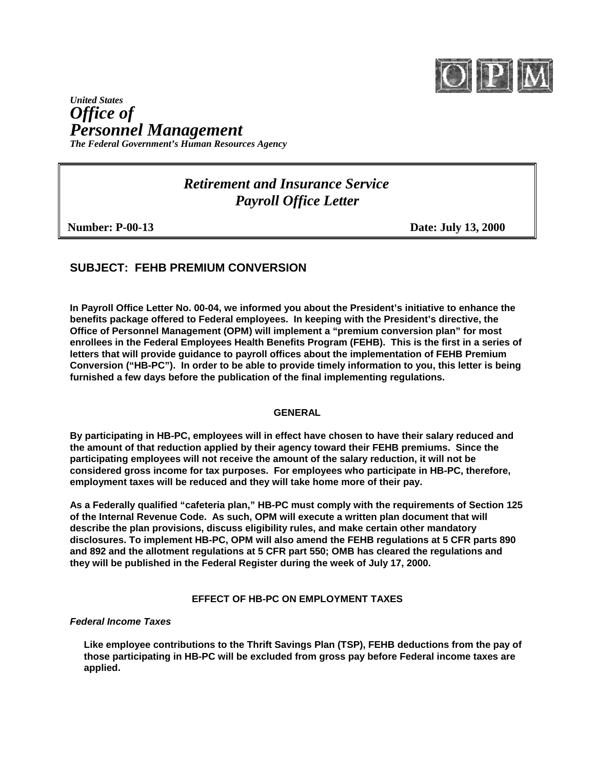*United States*
# *Office of Personnel Management*
***The Federal Government's Human Resources Agency***

## *Retirement and Insurance Service*
## *Payroll Office Letter*

**Number: P-00-13** **Date: July 13, 2000**

## SUBJECT: FEHB PREMIUM CONVERSION

**In Payroll Office Letter No. 00-04, we informed you about the President's initiative to enhance the benefits package offered to Federal employees. In keeping with the President's directive, the Office of Personnel Management (OPM) will implement a "premium conversion plan" for most enrollees in the Federal Employees Health Benefits Program (FEHB). This is the first in a series of letters that will provide guidance to payroll offices about the implementation of FEHB Premium Conversion ("HB-PC"). In order to be able to provide timely information to you, this letter is being furnished a few days before the publication of the final implementing regulations.**

### GENERAL

**By participating in HB-PC, employees will in effect have chosen to have their salary reduced and the amount of that reduction applied by their agency toward their FEHB premiums. Since the participating employees will not receive the amount of the salary reduction, it will not be considered gross income for tax purposes. For employees who participate in HB-PC, therefore, employment taxes will be reduced and they will take home more of their pay.**

**As a Federally qualified "cafeteria plan," HB-PC must comply with the requirements of Section 125 of the Internal Revenue Code. As such, OPM will execute a written plan document that will describe the plan provisions, discuss eligibility rules, and make certain other mandatory disclosures. To implement HB-PC, OPM will also amend the FEHB regulations at 5 CFR parts 890 and 892 and the allotment regulations at 5 CFR part 550; OMB has cleared the regulations and they will be published in the Federal Register during the week of July 17, 2000.**

### EFFECT OF HB-PC ON EMPLOYMENT TAXES

***Federal Income Taxes***

**Like employee contributions to the Thrift Savings Plan (TSP), FEHB deductions from the pay of those participating in HB-PC will be excluded from gross pay before Federal income taxes are applied.**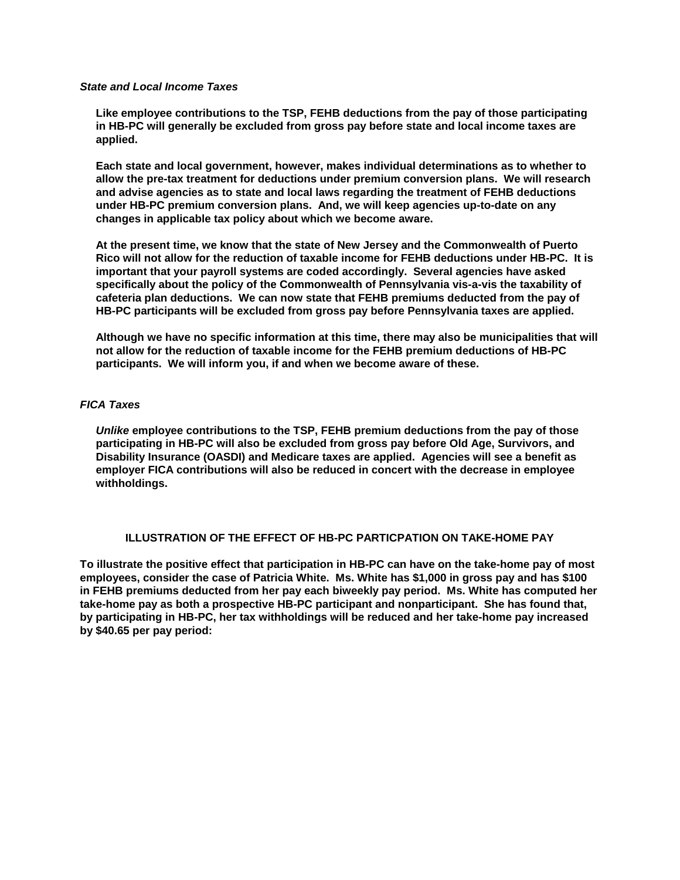### *State and Local Income Taxes*

**Like employee contributions to the TSP, FEHB deductions from the pay of those participating in HB-PC will generally be excluded from gross pay before state and local income taxes are applied.**

**Each state and local government, however, makes individual determinations as to whether to allow the pre-tax treatment for deductions under premium conversion plans. We will research and advise agencies as to state and local laws regarding the treatment of FEHB deductions under HB-PC premium conversion plans. And, we will keep agencies up-to-date on any changes in applicable tax policy about which we become aware.**

**At the present time, we know that the state of New Jersey and the Commonwealth of Puerto Rico will not allow for the reduction of taxable income for FEHB deductions under HB-PC. It is important that your payroll systems are coded accordingly. Several agencies have asked specifically about the policy of the Commonwealth of Pennsylvania vis-a-vis the taxability of cafeteria plan deductions. We can now state that FEHB premiums deducted from the pay of HB-PC participants will be excluded from gross pay before Pennsylvania taxes are applied.**

**Although we have no specific information at this time, there may also be municipalities that will not allow for the reduction of taxable income for the FEHB premium deductions of HB-PC participants. We will inform you, if and when we become aware of these.**

### *FICA Taxes*

***Unlike* employee contributions to the TSP, FEHB premium deductions from the pay of those participating in HB-PC will also be excluded from gross pay before Old Age, Survivors, and Disability Insurance (OASDI) and Medicare taxes are applied. Agencies will see a benefit as employer FICA contributions will also be reduced in concert with the decrease in employee withholdings.**

## ILLUSTRATION OF THE EFFECT OF HB-PC PARTICPATION ON TAKE-HOME PAY

**To illustrate the positive effect that participation in HB-PC can have on the take-home pay of most employees, consider the case of Patricia White. Ms. White has $1,000 in gross pay and has $100 in FEHB premiums deducted from her pay each biweekly pay period. Ms. White has computed her take-home pay as both a prospective HB-PC participant and nonparticipant. She has found that, by participating in HB-PC, her tax withholdings will be reduced and her take-home pay increased by $40.65 per pay period:**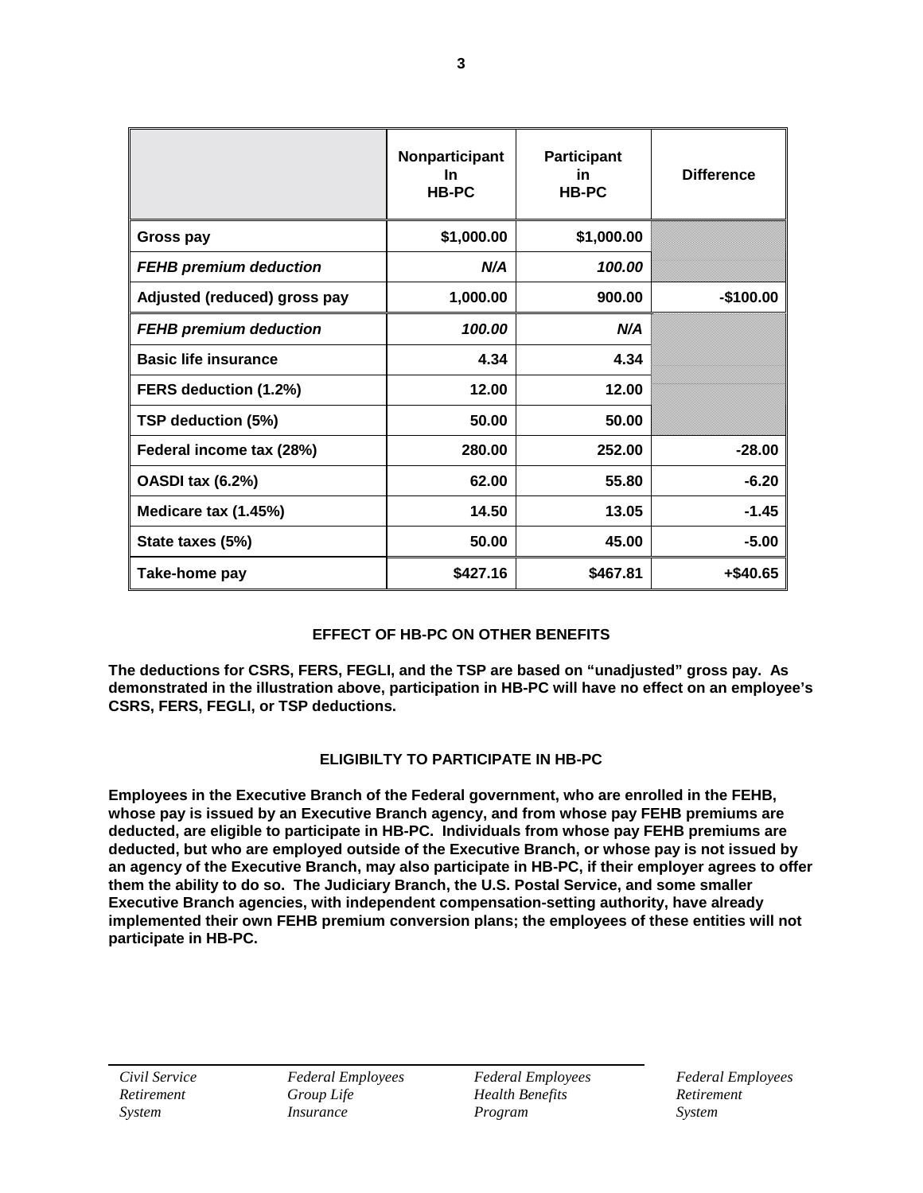| | Nonparticipant In HB-PC | Participant in HB-PC | Difference |
|---|---|---|---|
| **Gross pay** | **$1,000.00** | **$1,000.00** | |
| ***FEHB premium deduction*** | ***N/A*** | ***100.00*** | |
| **Adjusted (reduced) gross pay** | **1,000.00** | **900.00** | **-$100.00** |
| ***FEHB premium deduction*** | ***100.00*** | ***N/A*** | |
| **Basic life insurance** | **4.34** | **4.34** | |
| **FERS deduction (1.2%)** | **12.00** | **12.00** | |
| **TSP deduction (5%)** | **50.00** | **50.00** | |
| **Federal income tax (28%)** | **280.00** | **252.00** | **-28.00** |
| **OASDI tax (6.2%)** | **62.00** | **55.80** | **-6.20** |
| **Medicare tax (1.45%)** | **14.50** | **13.05** | **-1.45** |
| **State taxes (5%)** | **50.00** | **45.00** | **-5.00** |
| **Take-home pay** | **$427.16** | **$467.81** | **+$40.65** |

## EFFECT OF HB-PC ON OTHER BENEFITS

**The deductions for CSRS, FERS, FEGLI, and the TSP are based on "unadjusted" gross pay. As demonstrated in the illustration above, participation in HB-PC will have no effect on an employee's CSRS, FERS, FEGLI, or TSP deductions.**

## ELIGIBILTY TO PARTICIPATE IN HB-PC

**Employees in the Executive Branch of the Federal government, who are enrolled in the FEHB, whose pay is issued by an Executive Branch agency, and from whose pay FEHB premiums are deducted, are eligible to participate in HB-PC. Individuals from whose pay FEHB premiums are deducted, but who are employed outside of the Executive Branch, or whose pay is not issued by an agency of the Executive Branch, may also participate in HB-PC, if their employer agrees to offer them the ability to do so. The Judiciary Branch, the U.S. Postal Service, and some smaller Executive Branch agencies, with independent compensation-setting authority, have already implemented their own FEHB premium conversion plans; the employees of these entities will not participate in HB-PC.**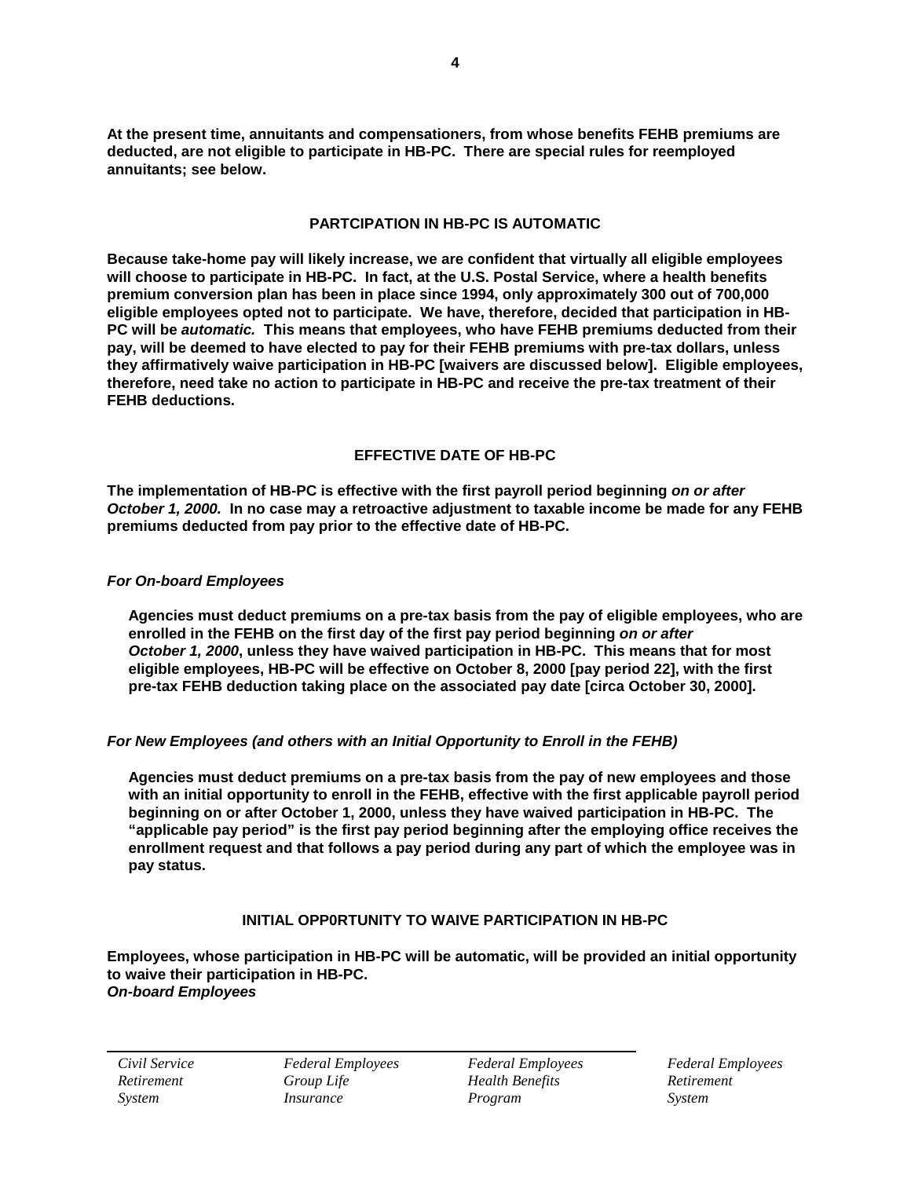**At the present time, annuitants and compensationers, from whose benefits FEHB premiums are deducted, are not eligible to participate in HB-PC. There are special rules for reemployed annuitants; see below.**

## PARTCIPATION IN HB-PC IS AUTOMATIC

**Because take-home pay will likely increase, we are confident that virtually all eligible employees will choose to participate in HB-PC. In fact, at the U.S. Postal Service, where a health benefits premium conversion plan has been in place since 1994, only approximately 300 out of 700,000 eligible employees opted not to participate. We have, therefore, decided that participation in HB-PC will be *automatic.* This means that employees, who have FEHB premiums deducted from their pay, will be deemed to have elected to pay for their FEHB premiums with pre-tax dollars, unless they affirmatively waive participation in HB-PC [waivers are discussed below]. Eligible employees, therefore, need take no action to participate in HB-PC and receive the pre-tax treatment of their FEHB deductions.**

## EFFECTIVE DATE OF HB-PC

**The implementation of HB-PC is effective with the first payroll period beginning *on or after October 1, 2000.* In no case may a retroactive adjustment to taxable income be made for any FEHB premiums deducted from pay prior to the effective date of HB-PC.**

### *For On-board Employees*

**Agencies must deduct premiums on a pre-tax basis from the pay of eligible employees, who are enrolled in the FEHB on the first day of the first pay period beginning *on or after October 1, 2000*, unless they have waived participation in HB-PC. This means that for most eligible employees, HB-PC will be effective on October 8, 2000 [pay period 22], with the first pre-tax FEHB deduction taking place on the associated pay date [circa October 30, 2000].**

### *For New Employees (and others with an Initial Opportunity to Enroll in the FEHB)*

**Agencies must deduct premiums on a pre-tax basis from the pay of new employees and those with an initial opportunity to enroll in the FEHB, effective with the first applicable payroll period beginning on or after October 1, 2000, unless they have waived participation in HB-PC. The "applicable pay period" is the first pay period beginning after the employing office receives the enrollment request and that follows a pay period during any part of which the employee was in pay status.**

## INITIAL OPP0RTUNITY TO WAIVE PARTICIPATION IN HB-PC

**Employees, whose participation in HB-PC will be automatic, will be provided an initial opportunity to waive their participation in HB-PC.**

### *On-board Employees*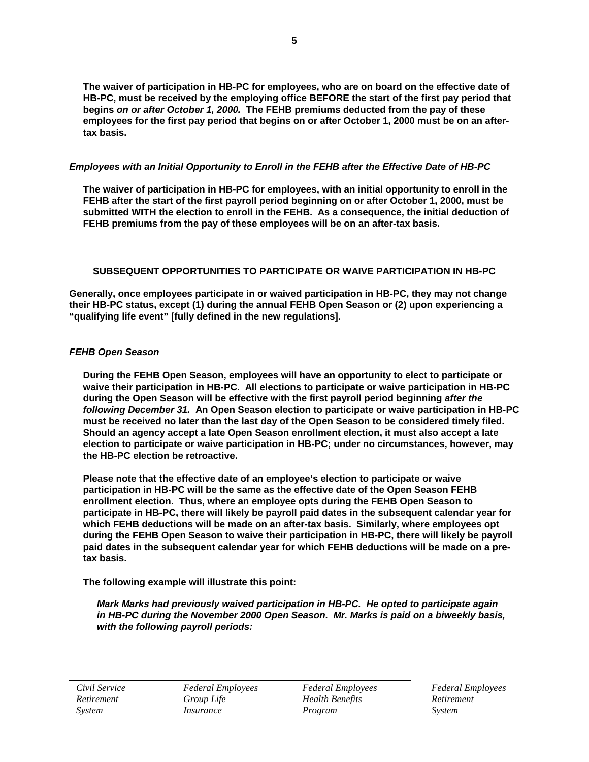**The waiver of participation in HB-PC for employees, who are on board on the effective date of HB-PC, must be received by the employing office BEFORE the start of the first pay period that begins *on or after October 1, 2000.* The FEHB premiums deducted from the pay of these employees for the first pay period that begins on or after October 1, 2000 must be on an after-tax basis.**

***Employees with an Initial Opportunity to Enroll in the FEHB after the Effective Date of HB-PC***

**The waiver of participation in HB-PC for employees, with an initial opportunity to enroll in the FEHB after the start of the first payroll period beginning on or after October 1, 2000, must be submitted WITH the election to enroll in the FEHB. As a consequence, the initial deduction of FEHB premiums from the pay of these employees will be on an after-tax basis.**

## SUBSEQUENT OPPORTUNITIES TO PARTICIPATE OR WAIVE PARTICIPATION IN HB-PC

**Generally, once employees participate in or waived participation in HB-PC, they may not change their HB-PC status, except (1) during the annual FEHB Open Season or (2) upon experiencing a "qualifying life event" [fully defined in the new regulations].**

***FEHB Open Season***

**During the FEHB Open Season, employees will have an opportunity to elect to participate or waive their participation in HB-PC. All elections to participate or waive participation in HB-PC during the Open Season will be effective with the first payroll period beginning *after the following December 31.* An Open Season election to participate or waive participation in HB-PC must be received no later than the last day of the Open Season to be considered timely filed. Should an agency accept a late Open Season enrollment election, it must also accept a late election to participate or waive participation in HB-PC; under no circumstances, however, may the HB-PC election be retroactive.**

**Please note that the effective date of an employee's election to participate or waive participation in HB-PC will be the same as the effective date of the Open Season FEHB enrollment election. Thus, where an employee opts during the FEHB Open Season to participate in HB-PC, there will likely be payroll paid dates in the subsequent calendar year for which FEHB deductions will be made on an after-tax basis. Similarly, where employees opt during the FEHB Open Season to waive their participation in HB-PC, there will likely be payroll paid dates in the subsequent calendar year for which FEHB deductions will be made on a pre-tax basis.**

**The following example will illustrate this point:**

***Mark Marks had previously waived participation in HB-PC. He opted to participate again in HB-PC during the November 2000 Open Season. Mr. Marks is paid on a biweekly basis, with the following payroll periods:***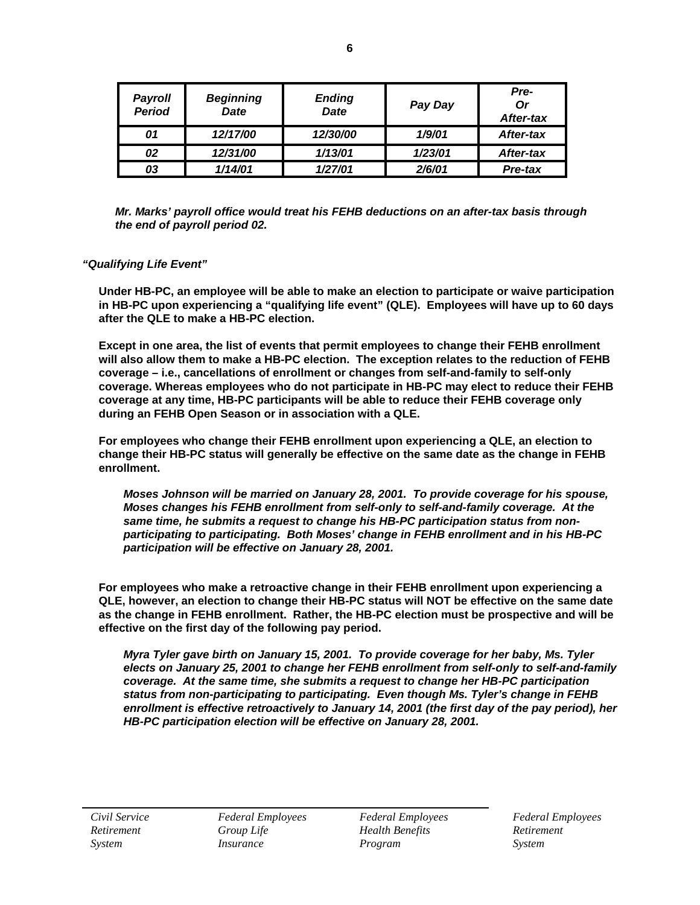| *Payroll Period* | *Beginning Date* | *Ending Date* | *Pay Day* | *Pre- Or After-tax* |
|---|---|---|---|---|
| *01* | *12/17/00* | *12/30/00* | *1/9/01* | *After-tax* |
| *02* | *12/31/00* | *1/13/01* | *1/23/01* | *After-tax* |
| *03* | *1/14/01* | *1/27/01* | *2/6/01* | *Pre-tax* |

***Mr. Marks' payroll office would treat his FEHB deductions on an after-tax basis through the end of payroll period 02.***

***"Qualifying Life Event"***

**Under HB-PC, an employee will be able to make an election to participate or waive participation in HB-PC upon experiencing a "qualifying life event" (QLE). Employees will have up to 60 days after the QLE to make a HB-PC election.**

**Except in one area, the list of events that permit employees to change their FEHB enrollment will also allow them to make a HB-PC election. The exception relates to the reduction of FEHB coverage – i.e., cancellations of enrollment or changes from self-and-family to self-only coverage. Whereas employees who do not participate in HB-PC may elect to reduce their FEHB coverage at any time, HB-PC participants will be able to reduce their FEHB coverage only during an FEHB Open Season or in association with a QLE.**

**For employees who change their FEHB enrollment upon experiencing a QLE, an election to change their HB-PC status will generally be effective on the same date as the change in FEHB enrollment.**

***Moses Johnson will be married on January 28, 2001. To provide coverage for his spouse, Moses changes his FEHB enrollment from self-only to self-and-family coverage. At the same time, he submits a request to change his HB-PC participation status from non-participating to participating. Both Moses' change in FEHB enrollment and in his HB-PC participation will be effective on January 28, 2001.***

**For employees who make a retroactive change in their FEHB enrollment upon experiencing a QLE, however, an election to change their HB-PC status will NOT be effective on the same date as the change in FEHB enrollment. Rather, the HB-PC election must be prospective and will be effective on the first day of the following pay period.**

***Myra Tyler gave birth on January 15, 2001. To provide coverage for her baby, Ms. Tyler elects on January 25, 2001 to change her FEHB enrollment from self-only to self-and-family coverage. At the same time, she submits a request to change her HB-PC participation status from non-participating to participating. Even though Ms. Tyler's change in FEHB enrollment is effective retroactively to January 14, 2001 (the first day of the pay period), her HB-PC participation election will be effective on January 28, 2001.***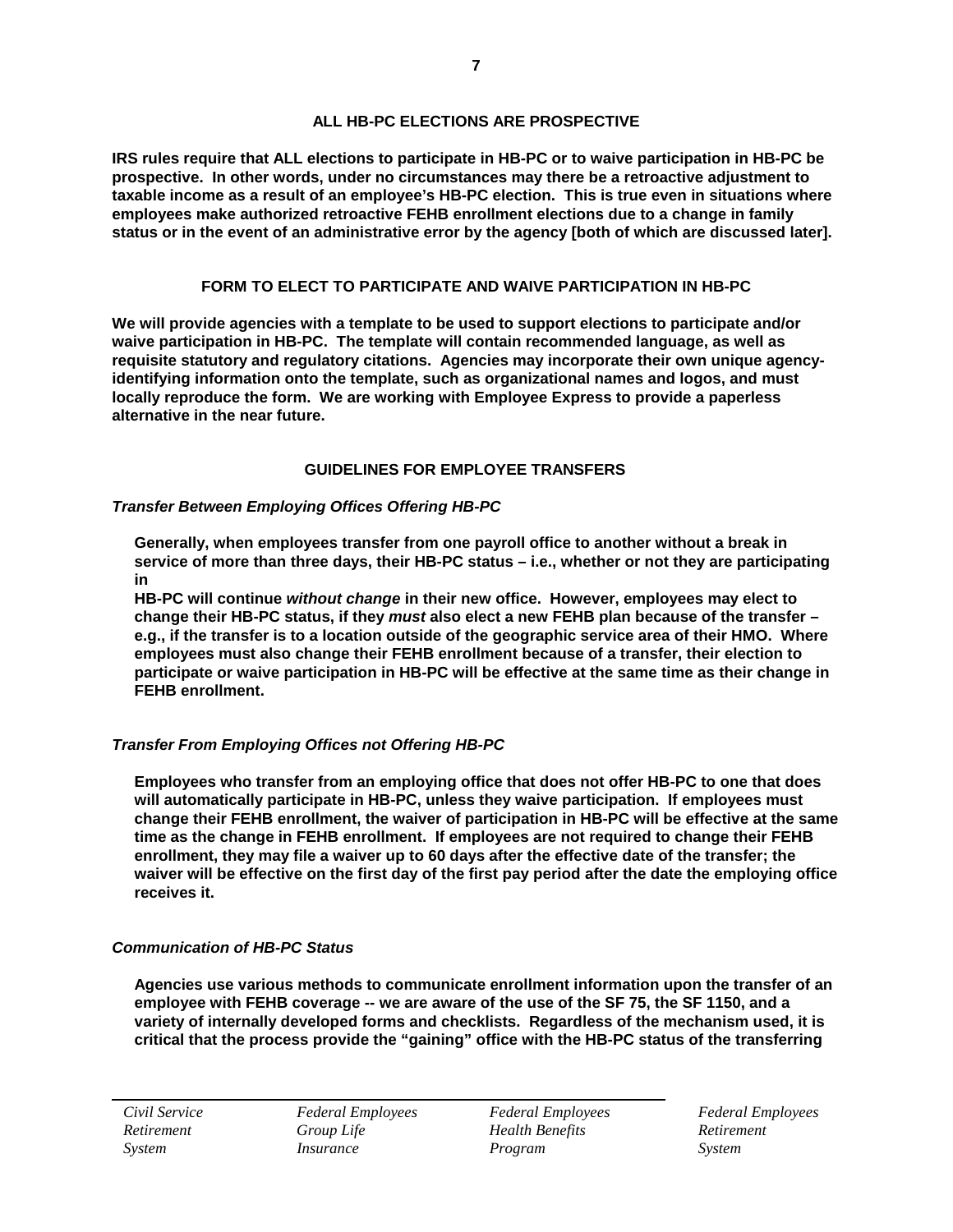## ALL HB-PC ELECTIONS ARE PROSPECTIVE

**IRS rules require that ALL elections to participate in HB-PC or to waive participation in HB-PC be prospective. In other words, under no circumstances may there be a retroactive adjustment to taxable income as a result of an employee's HB-PC election. This is true even in situations where employees make authorized retroactive FEHB enrollment elections due to a change in family status or in the event of an administrative error by the agency [both of which are discussed later].**

## FORM TO ELECT TO PARTICIPATE AND WAIVE PARTICIPATION IN HB-PC

**We will provide agencies with a template to be used to support elections to participate and/or waive participation in HB-PC. The template will contain recommended language, as well as requisite statutory and regulatory citations. Agencies may incorporate their own unique agency-identifying information onto the template, such as organizational names and logos, and must locally reproduce the form. We are working with Employee Express to provide a paperless alternative in the near future.**

## GUIDELINES FOR EMPLOYEE TRANSFERS

### *Transfer Between Employing Offices Offering HB-PC*

**Generally, when employees transfer from one payroll office to another without a break in service of more than three days, their HB-PC status – i.e., whether or not they are participating in HB-PC will continue *without change* in their new office. However, employees may elect to change their HB-PC status, if they *must* also elect a new FEHB plan because of the transfer – e.g., if the transfer is to a location outside of the geographic service area of their HMO. Where employees must also change their FEHB enrollment because of a transfer, their election to participate or waive participation in HB-PC will be effective at the same time as their change in FEHB enrollment.**

### *Transfer From Employing Offices not Offering HB-PC*

**Employees who transfer from an employing office that does not offer HB-PC to one that does will automatically participate in HB-PC, unless they waive participation. If employees must change their FEHB enrollment, the waiver of participation in HB-PC will be effective at the same time as the change in FEHB enrollment. If employees are not required to change their FEHB enrollment, they may file a waiver up to 60 days after the effective date of the transfer; the waiver will be effective on the first day of the first pay period after the date the employing office receives it.**

### *Communication of HB-PC Status*

**Agencies use various methods to communicate enrollment information upon the transfer of an employee with FEHB coverage -- we are aware of the use of the SF 75, the SF 1150, and a variety of internally developed forms and checklists. Regardless of the mechanism used, it is critical that the process provide the "gaining" office with the HB-PC status of the transferring**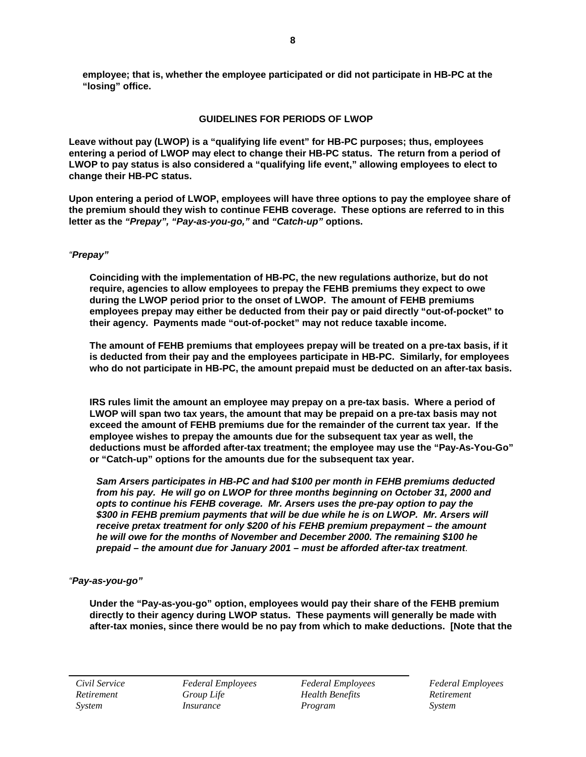**employee; that is, whether the employee participated or did not participate in HB-PC at the "losing" office.**

## GUIDELINES FOR PERIODS OF LWOP

**Leave without pay (LWOP) is a "qualifying life event" for HB-PC purposes; thus, employees entering a period of LWOP may elect to change their HB-PC status. The return from a period of LWOP to pay status is also considered a "qualifying life event," allowing employees to elect to change their HB-PC status.**

**Upon entering a period of LWOP, employees will have three options to pay the employee share of the premium should they wish to continue FEHB coverage. These options are referred to in this letter as the *"Prepay", "Pay-as-you-go,"* and *"Catch-up"* options.**

***"Prepay"***

**Coinciding with the implementation of HB-PC, the new regulations authorize, but do not require, agencies to allow employees to prepay the FEHB premiums they expect to owe during the LWOP period prior to the onset of LWOP. The amount of FEHB premiums employees prepay may either be deducted from their pay or paid directly "out-of-pocket" to their agency. Payments made "out-of-pocket" may not reduce taxable income.**

**The amount of FEHB premiums that employees prepay will be treated on a pre-tax basis, if it is deducted from their pay and the employees participate in HB-PC. Similarly, for employees who do not participate in HB-PC, the amount prepaid must be deducted on an after-tax basis.**

**IRS rules limit the amount an employee may prepay on a pre-tax basis. Where a period of LWOP will span two tax years, the amount that may be prepaid on a pre-tax basis may not exceed the amount of FEHB premiums due for the remainder of the current tax year. If the employee wishes to prepay the amounts due for the subsequent tax year as well, the deductions must be afforded after-tax treatment; the employee may use the "Pay-As-You-Go" or "Catch-up" options for the amounts due for the subsequent tax year.**

***Sam Arsers participates in HB-PC and had $100 per month in FEHB premiums deducted from his pay. He will go on LWOP for three months beginning on October 31, 2000 and opts to continue his FEHB coverage. Mr. Arsers uses the pre-pay option to pay the $300 in FEHB premium payments that will be due while he is on LWOP. Mr. Arsers will receive pretax treatment for only $200 of his FEHB premium prepayment – the amount he will owe for the months of November and December 2000. The remaining $100 he prepaid – the amount due for January 2001 – must be afforded after-tax treatment.***

***"Pay-as-you-go"***

**Under the "Pay-as-you-go" option, employees would pay their share of the FEHB premium directly to their agency during LWOP status. These payments will generally be made with after-tax monies, since there would be no pay from which to make deductions. [Note that the**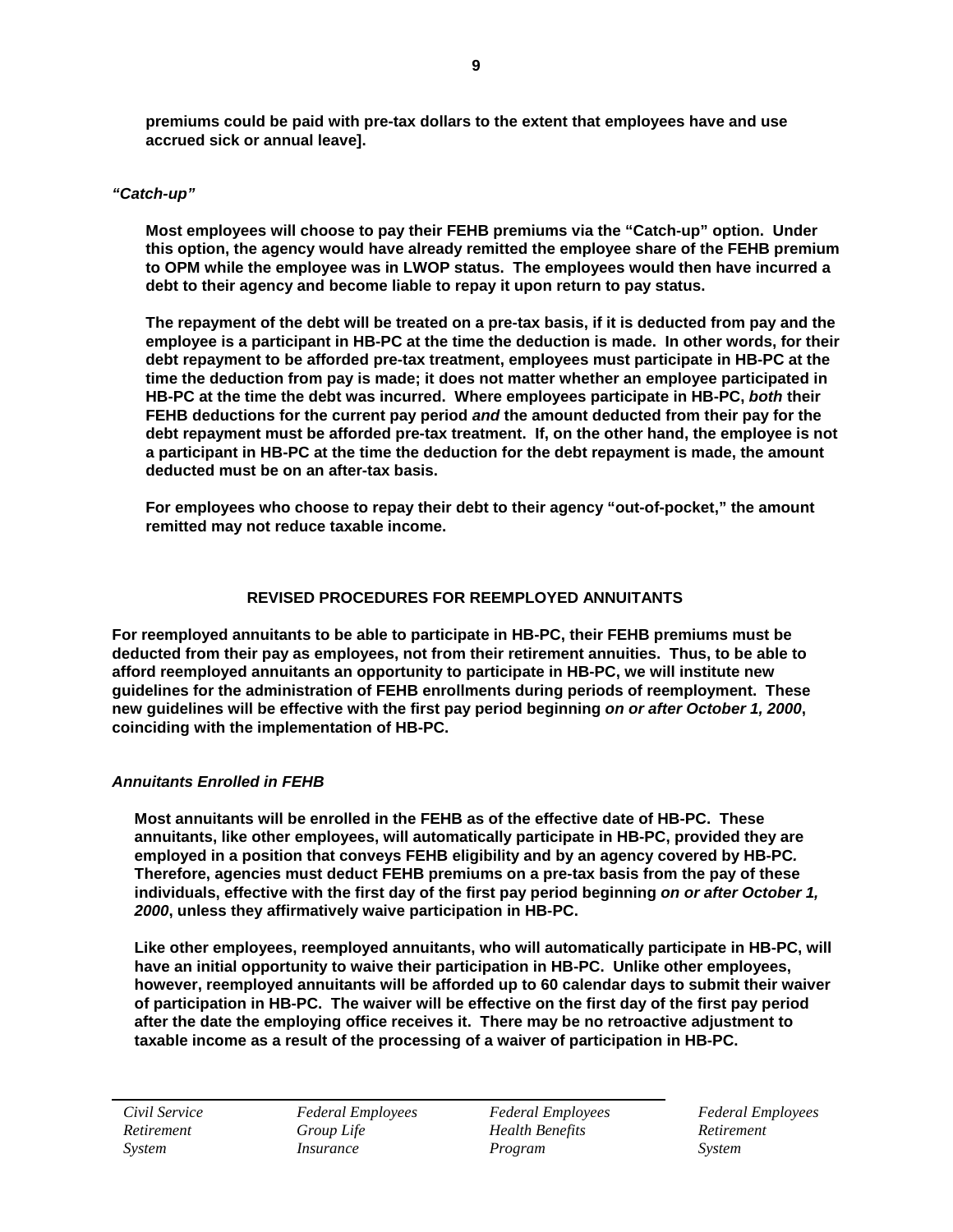**premiums could be paid with pre-tax dollars to the extent that employees have and use accrued sick or annual leave].**

***"Catch-up"***

**Most employees will choose to pay their FEHB premiums via the "Catch-up" option. Under this option, the agency would have already remitted the employee share of the FEHB premium to OPM while the employee was in LWOP status. The employees would then have incurred a debt to their agency and become liable to repay it upon return to pay status.**

**The repayment of the debt will be treated on a pre-tax basis, if it is deducted from pay and the employee is a participant in HB-PC at the time the deduction is made. In other words, for their debt repayment to be afforded pre-tax treatment, employees must participate in HB-PC at the time the deduction from pay is made; it does not matter whether an employee participated in HB-PC at the time the debt was incurred. Where employees participate in HB-PC, *both* their FEHB deductions for the current pay period *and* the amount deducted from their pay for the debt repayment must be afforded pre-tax treatment. If, on the other hand, the employee is not a participant in HB-PC at the time the deduction for the debt repayment is made, the amount deducted must be on an after-tax basis.**

**For employees who choose to repay their debt to their agency "out-of-pocket," the amount remitted may not reduce taxable income.**

## REVISED PROCEDURES FOR REEMPLOYED ANNUITANTS

**For reemployed annuitants to be able to participate in HB-PC, their FEHB premiums must be deducted from their pay as employees, not from their retirement annuities. Thus, to be able to afford reemployed annuitants an opportunity to participate in HB-PC, we will institute new guidelines for the administration of FEHB enrollments during periods of reemployment. These new guidelines will be effective with the first pay period beginning *on or after October 1, 2000*, coinciding with the implementation of HB-PC.**

***Annuitants Enrolled in FEHB***

**Most annuitants will be enrolled in the FEHB as of the effective date of HB-PC. These annuitants, like other employees, will automatically participate in HB-PC, provided they are employed in a position that conveys FEHB eligibility and by an agency covered by HB-PC. Therefore, agencies must deduct FEHB premiums on a pre-tax basis from the pay of these individuals, effective with the first day of the first pay period beginning *on or after October 1, 2000*, unless they affirmatively waive participation in HB-PC.**

**Like other employees, reemployed annuitants, who will automatically participate in HB-PC, will have an initial opportunity to waive their participation in HB-PC. Unlike other employees, however, reemployed annuitants will be afforded up to 60 calendar days to submit their waiver of participation in HB-PC. The waiver will be effective on the first day of the first pay period after the date the employing office receives it. There may be no retroactive adjustment to taxable income as a result of the processing of a waiver of participation in HB-PC.**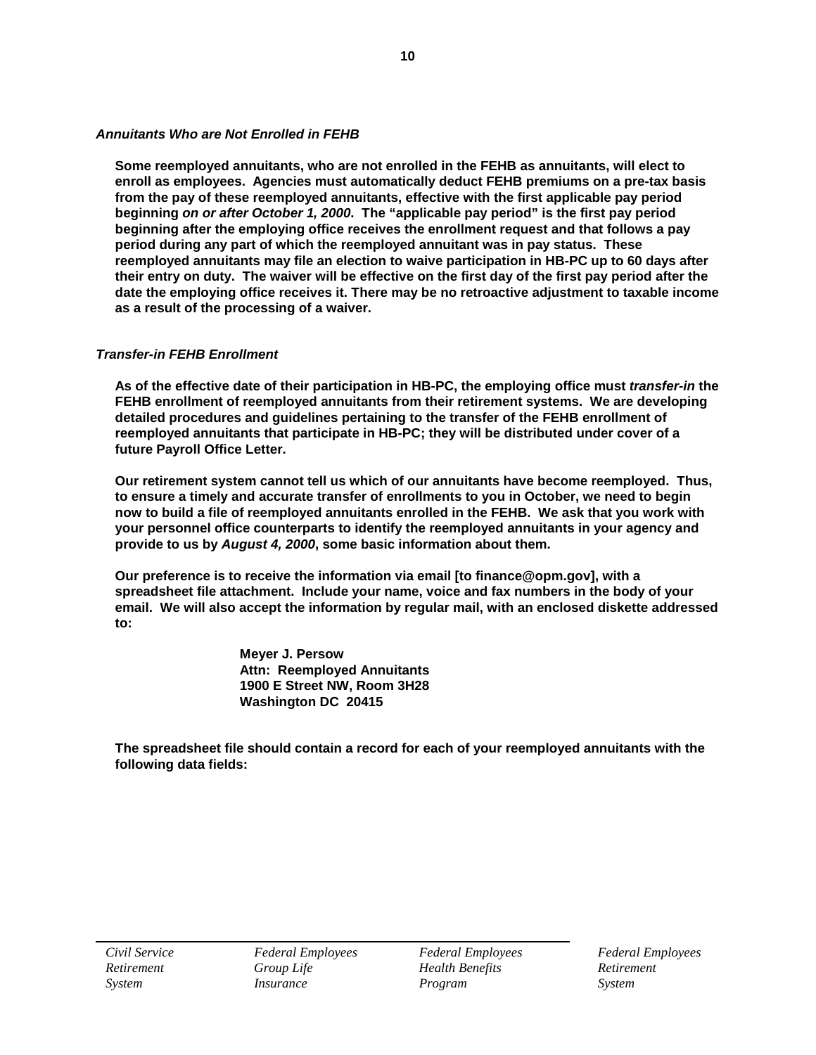### *Annuitants Who are Not Enrolled in FEHB*

**Some reemployed annuitants, who are not enrolled in the FEHB as annuitants, will elect to enroll as employees. Agencies must automatically deduct FEHB premiums on a pre-tax basis from the pay of these reemployed annuitants, effective with the first applicable pay period beginning *on or after October 1, 2000*. The "applicable pay period" is the first pay period beginning after the employing office receives the enrollment request and that follows a pay period during any part of which the reemployed annuitant was in pay status. These reemployed annuitants may file an election to waive participation in HB-PC up to 60 days after their entry on duty. The waiver will be effective on the first day of the first pay period after the date the employing office receives it. There may be no retroactive adjustment to taxable income as a result of the processing of a waiver.**

### *Transfer-in FEHB Enrollment*

**As of the effective date of their participation in HB-PC, the employing office must *transfer-in* the FEHB enrollment of reemployed annuitants from their retirement systems. We are developing detailed procedures and guidelines pertaining to the transfer of the FEHB enrollment of reemployed annuitants that participate in HB-PC; they will be distributed under cover of a future Payroll Office Letter.**

**Our retirement system cannot tell us which of our annuitants have become reemployed. Thus, to ensure a timely and accurate transfer of enrollments to you in October, we need to begin now to build a file of reemployed annuitants enrolled in the FEHB. We ask that you work with your personnel office counterparts to identify the reemployed annuitants in your agency and provide to us by *August 4, 2000*, some basic information about them.**

**Our preference is to receive the information via email [to finance@opm.gov], with a spreadsheet file attachment. Include your name, voice and fax numbers in the body of your email. We will also accept the information by regular mail, with an enclosed diskette addressed to:**

> **Meyer J. Persow**
> **Attn: Reemployed Annuitants**
> **1900 E Street NW, Room 3H28**
> **Washington DC 20415**

**The spreadsheet file should contain a record for each of your reemployed annuitants with the following data fields:**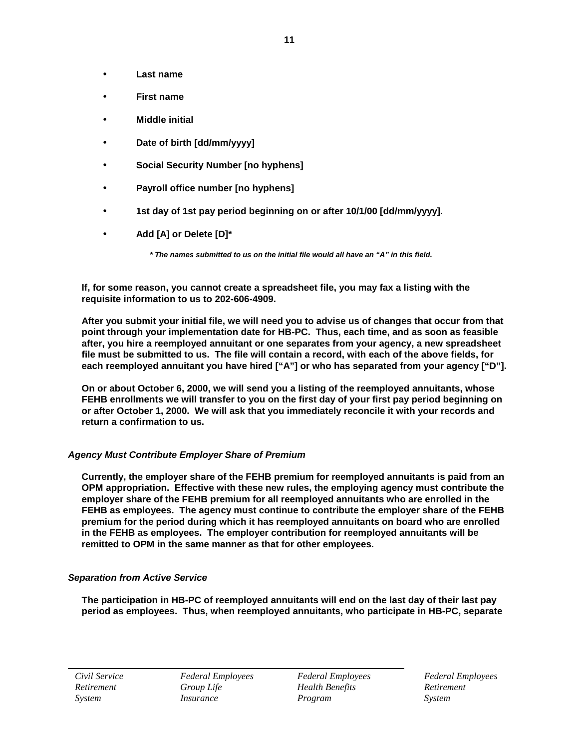- **Last name**
- **First name**
- **Middle initial**
- **Date of birth [dd/mm/yyyy]**
- **Social Security Number [no hyphens]**
- **Payroll office number [no hyphens]**
- **1st day of 1st pay period beginning on or after 10/1/00 [dd/mm/yyyy].**
- **Add [A] or Delete [D]***

  ***\* The names submitted to us on the initial file would all have an "A" in this field.***

**If, for some reason, you cannot create a spreadsheet file, you may fax a listing with the requisite information to us to 202-606-4909.**

**After you submit your initial file, we will need you to advise us of changes that occur from that point through your implementation date for HB-PC. Thus, each time, and as soon as feasible after, you hire a reemployed annuitant or one separates from your agency, a new spreadsheet file must be submitted to us. The file will contain a record, with each of the above fields, for each reemployed annuitant you have hired ["A"] or who has separated from your agency ["D"].**

**On or about October 6, 2000, we will send you a listing of the reemployed annuitants, whose FEHB enrollments we will transfer to you on the first day of your first pay period beginning on or after October 1, 2000. We will ask that you immediately reconcile it with your records and return a confirmation to us.**

### *Agency Must Contribute Employer Share of Premium*

**Currently, the employer share of the FEHB premium for reemployed annuitants is paid from an OPM appropriation. Effective with these new rules, the employing agency must contribute the employer share of the FEHB premium for all reemployed annuitants who are enrolled in the FEHB as employees. The agency must continue to contribute the employer share of the FEHB premium for the period during which it has reemployed annuitants on board who are enrolled in the FEHB as employees. The employer contribution for reemployed annuitants will be remitted to OPM in the same manner as that for other employees.**

### *Separation from Active Service*

**The participation in HB-PC of reemployed annuitants will end on the last day of their last pay period as employees. Thus, when reemployed annuitants, who participate in HB-PC, separate**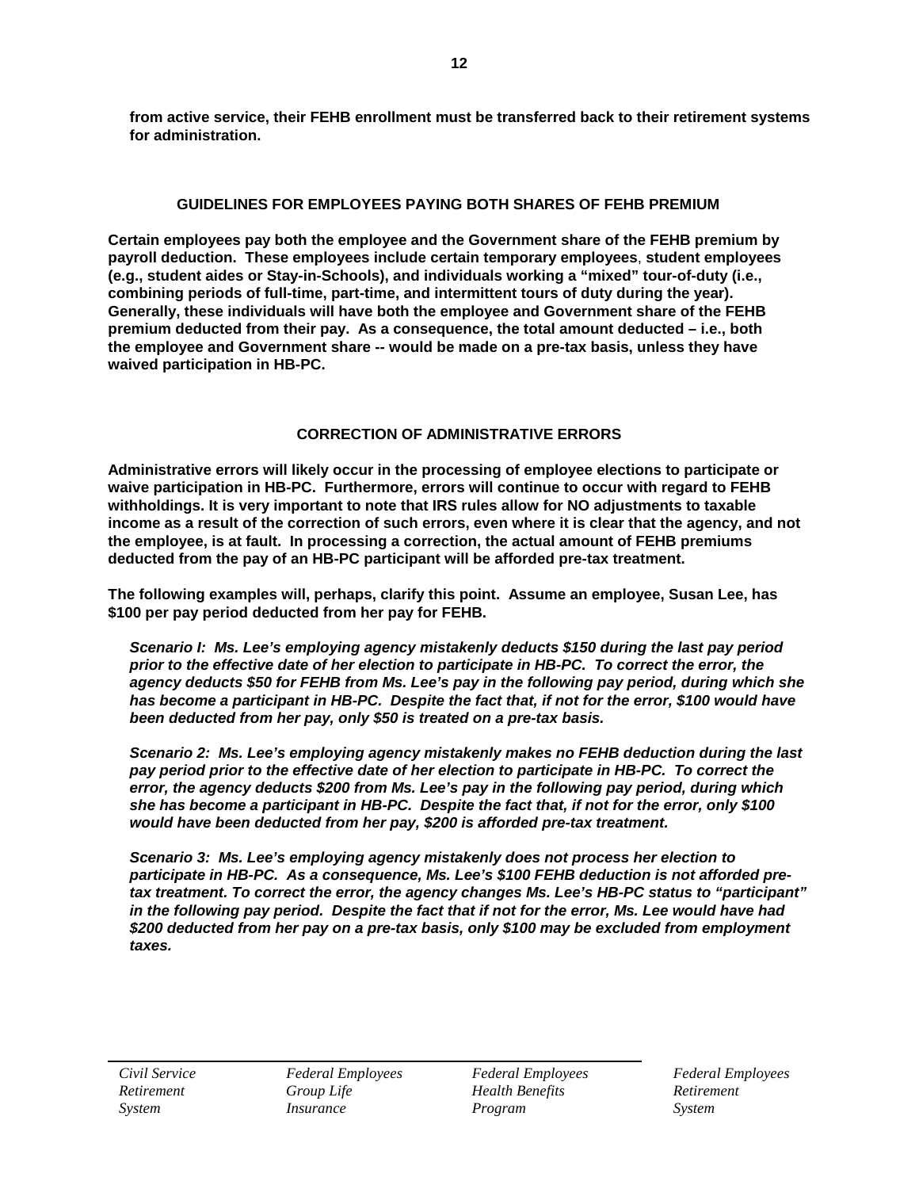**from active service, their FEHB enrollment must be transferred back to their retirement systems for administration.**

## GUIDELINES FOR EMPLOYEES PAYING BOTH SHARES OF FEHB PREMIUM

**Certain employees pay both the employee and the Government share of the FEHB premium by payroll deduction. These employees include certain temporary employees, student employees (e.g., student aides or Stay-in-Schools), and individuals working a "mixed" tour-of-duty (i.e., combining periods of full-time, part-time, and intermittent tours of duty during the year). Generally, these individuals will have both the employee and Government share of the FEHB premium deducted from their pay. As a consequence, the total amount deducted – i.e., both the employee and Government share -- would be made on a pre-tax basis, unless they have waived participation in HB-PC.**

## CORRECTION OF ADMINISTRATIVE ERRORS

**Administrative errors will likely occur in the processing of employee elections to participate or waive participation in HB-PC. Furthermore, errors will continue to occur with regard to FEHB withholdings. It is very important to note that IRS rules allow for NO adjustments to taxable income as a result of the correction of such errors, even where it is clear that the agency, and not the employee, is at fault. In processing a correction, the actual amount of FEHB premiums deducted from the pay of an HB-PC participant will be afforded pre-tax treatment.**

**The following examples will, perhaps, clarify this point. Assume an employee, Susan Lee, has $100 per pay period deducted from her pay for FEHB.**

***Scenario I: Ms. Lee's employing agency mistakenly deducts $150 during the last pay period prior to the effective date of her election to participate in HB-PC. To correct the error, the agency deducts $50 for FEHB from Ms. Lee's pay in the following pay period, during which she has become a participant in HB-PC. Despite the fact that, if not for the error, $100 would have been deducted from her pay, only $50 is treated on a pre-tax basis.***

***Scenario 2: Ms. Lee's employing agency mistakenly makes no FEHB deduction during the last pay period prior to the effective date of her election to participate in HB-PC. To correct the error, the agency deducts $200 from Ms. Lee's pay in the following pay period, during which she has become a participant in HB-PC. Despite the fact that, if not for the error, only $100 would have been deducted from her pay, $200 is afforded pre-tax treatment.***

***Scenario 3: Ms. Lee's employing agency mistakenly does not process her election to participate in HB-PC. As a consequence, Ms. Lee's $100 FEHB deduction is not afforded pre-tax treatment. To correct the error, the agency changes Ms. Lee's HB-PC status to "participant" in the following pay period. Despite the fact that if not for the error, Ms. Lee would have had $200 deducted from her pay on a pre-tax basis, only $100 may be excluded from employment taxes.***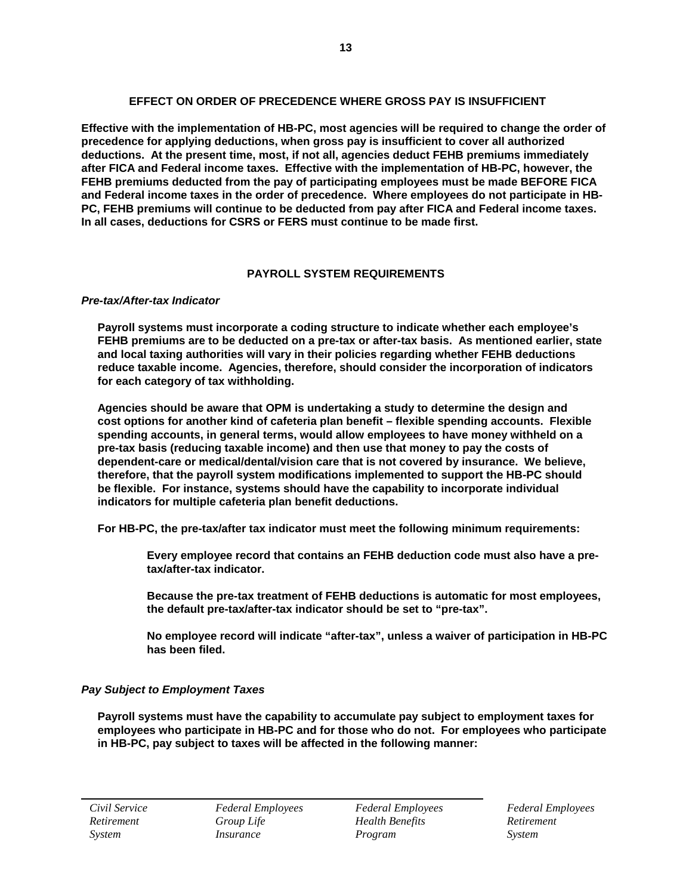## EFFECT ON ORDER OF PRECEDENCE WHERE GROSS PAY IS INSUFFICIENT

**Effective with the implementation of HB-PC, most agencies will be required to change the order of precedence for applying deductions, when gross pay is insufficient to cover all authorized deductions. At the present time, most, if not all, agencies deduct FEHB premiums immediately after FICA and Federal income taxes. Effective with the implementation of HB-PC, however, the FEHB premiums deducted from the pay of participating employees must be made BEFORE FICA and Federal income taxes in the order of precedence. Where employees do not participate in HB-PC, FEHB premiums will continue to be deducted from pay after FICA and Federal income taxes. In all cases, deductions for CSRS or FERS must continue to be made first.**

## PAYROLL SYSTEM REQUIREMENTS

### *Pre-tax/After-tax Indicator*

**Payroll systems must incorporate a coding structure to indicate whether each employee's FEHB premiums are to be deducted on a pre-tax or after-tax basis. As mentioned earlier, state and local taxing authorities will vary in their policies regarding whether FEHB deductions reduce taxable income. Agencies, therefore, should consider the incorporation of indicators for each category of tax withholding.**

**Agencies should be aware that OPM is undertaking a study to determine the design and cost options for another kind of cafeteria plan benefit – flexible spending accounts. Flexible spending accounts, in general terms, would allow employees to have money withheld on a pre-tax basis (reducing taxable income) and then use that money to pay the costs of dependent-care or medical/dental/vision care that is not covered by insurance. We believe, therefore, that the payroll system modifications implemented to support the HB-PC should be flexible. For instance, systems should have the capability to incorporate individual indicators for multiple cafeteria plan benefit deductions.**

**For HB-PC, the pre-tax/after tax indicator must meet the following minimum requirements:**

> **Every employee record that contains an FEHB deduction code must also have a pre-tax/after-tax indicator.**
>
> **Because the pre-tax treatment of FEHB deductions is automatic for most employees, the default pre-tax/after-tax indicator should be set to "pre-tax".**
>
> **No employee record will indicate "after-tax", unless a waiver of participation in HB-PC has been filed.**

### *Pay Subject to Employment Taxes*

**Payroll systems must have the capability to accumulate pay subject to employment taxes for employees who participate in HB-PC and for those who do not. For employees who participate in HB-PC, pay subject to taxes will be affected in the following manner:**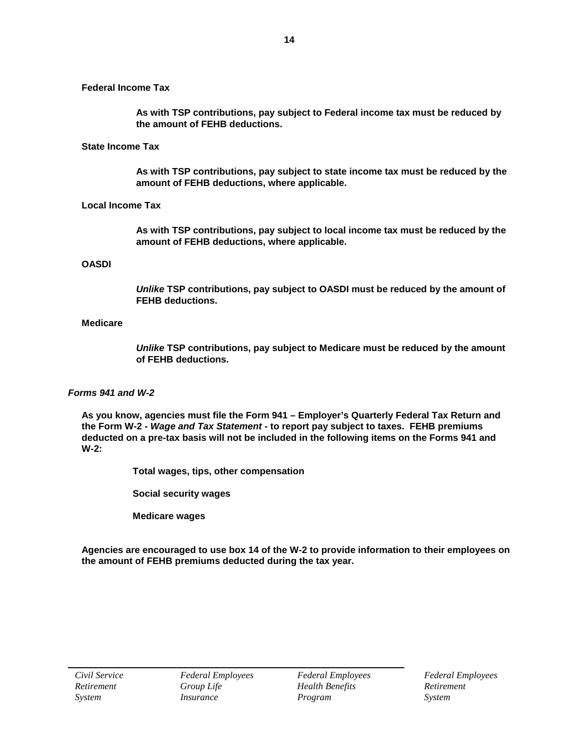**Federal Income Tax**

**As with TSP contributions, pay subject to Federal income tax must be reduced by the amount of FEHB deductions.**

**State Income Tax**

**As with TSP contributions, pay subject to state income tax must be reduced by the amount of FEHB deductions, where applicable.**

**Local Income Tax**

**As with TSP contributions, pay subject to local income tax must be reduced by the amount of FEHB deductions, where applicable.**

**OASDI**

***Unlike* TSP contributions, pay subject to OASDI must be reduced by the amount of FEHB deductions.**

**Medicare**

***Unlike* TSP contributions, pay subject to Medicare must be reduced by the amount of FEHB deductions.**

### *Forms 941 and W-2*

**As you know, agencies must file the Form 941 – Employer's Quarterly Federal Tax Return and the Form W-2 - *Wage and Tax Statement* - to report pay subject to taxes. FEHB premiums deducted on a pre-tax basis will not be included in the following items on the Forms 941 and W-2:**

**Total wages, tips, other compensation**

**Social security wages**

**Medicare wages**

**Agencies are encouraged to use box 14 of the W-2 to provide information to their employees on the amount of FEHB premiums deducted during the tax year.**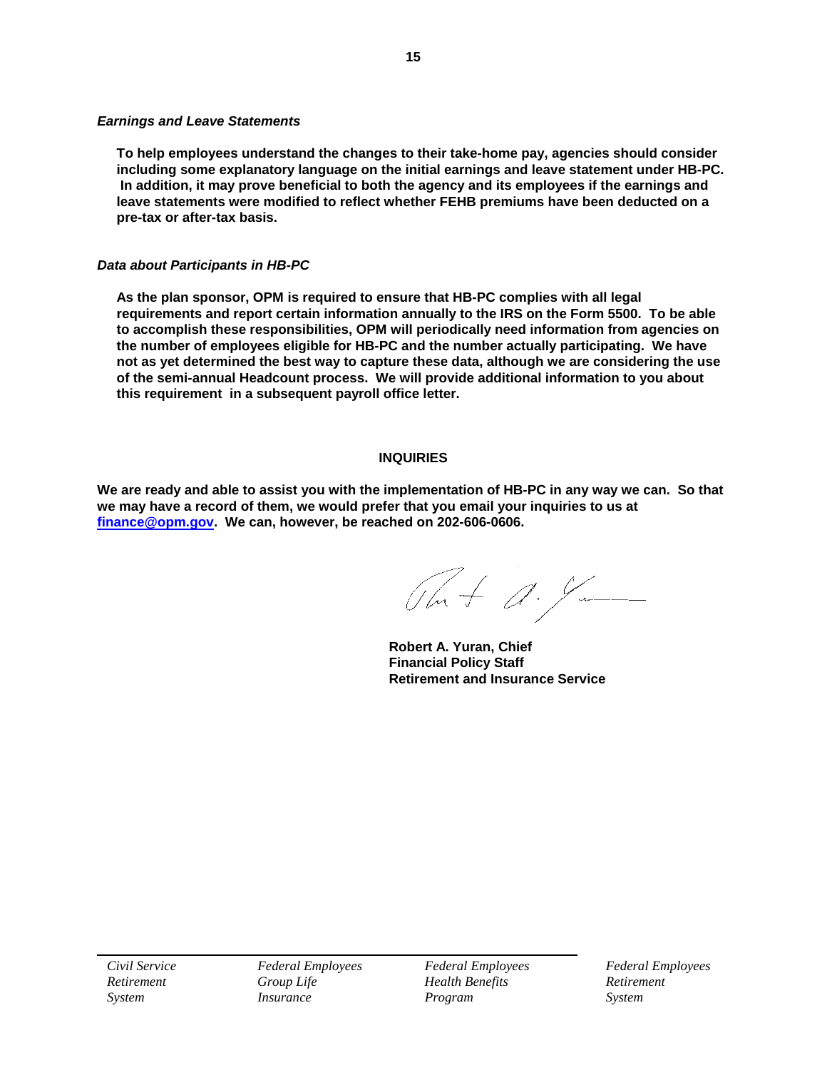### *Earnings and Leave Statements*

**To help employees understand the changes to their take-home pay, agencies should consider including some explanatory language on the initial earnings and leave statement under HB-PC. In addition, it may prove beneficial to both the agency and its employees if the earnings and leave statements were modified to reflect whether FEHB premiums have been deducted on a pre-tax or after-tax basis.**

### *Data about Participants in HB-PC*

**As the plan sponsor, OPM is required to ensure that HB-PC complies with all legal requirements and report certain information annually to the IRS on the Form 5500. To be able to accomplish these responsibilities, OPM will periodically need information from agencies on the number of employees eligible for HB-PC and the number actually participating. We have not as yet determined the best way to capture these data, although we are considering the use of the semi-annual Headcount process. We will provide additional information to you about this requirement in a subsequent payroll office letter.**

## INQUIRIES

**We are ready and able to assist you with the implementation of HB-PC in any way we can. So that we may have a record of them, we would prefer that you email your inquiries to us at finance@opm.gov. We can, however, be reached on 202-606-0606.**

**Robert A. Yuran, Chief**
**Financial Policy Staff**
**Retirement and Insurance Service**

*Civil Service Retirement System* | *Federal Employees Group Life Insurance* | *Federal Employees Health Benefits Program* | *Federal Employees Retirement System*